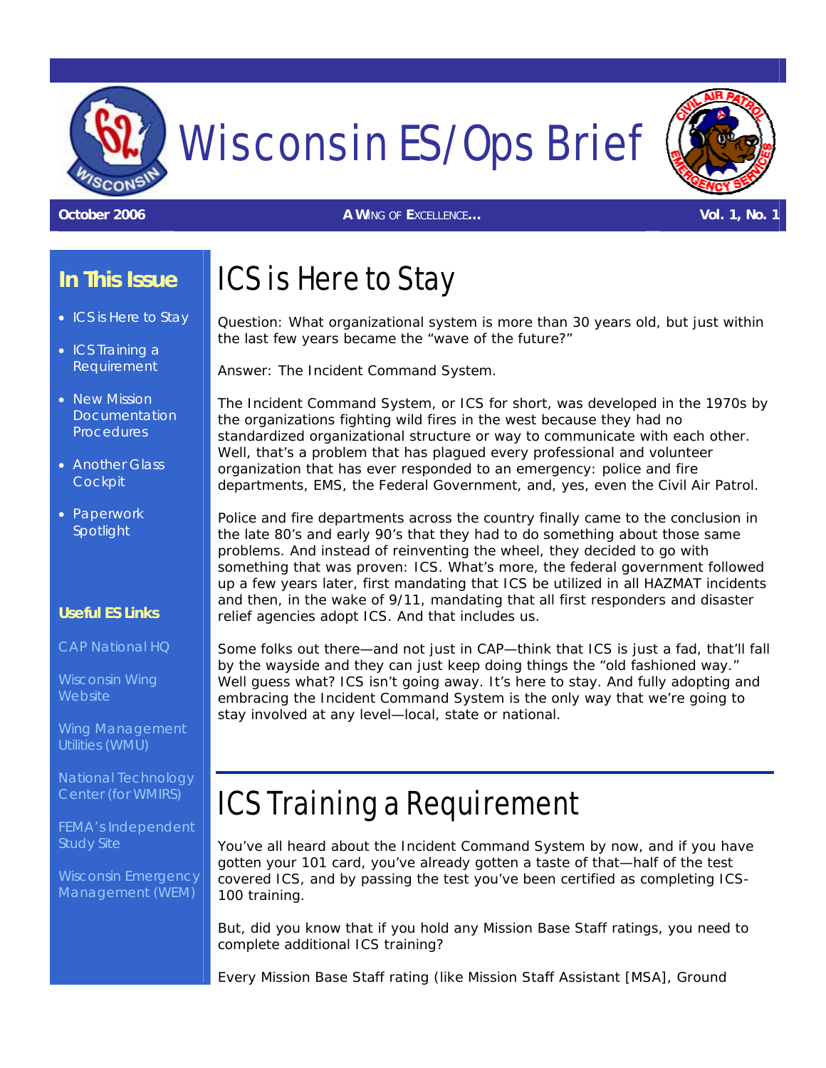# Wisconsin ES/Ops Brief

**October 2006** | **A WING OF EXCELLENCE…** | **Vol. 1, No. 1**

## In This Issue

- ICS is Here to Stay
- ICS Training a Requirement
- New Mission Documentation Procedures
- Another Glass Cockpit
- Paperwork Spotlight

### Useful ES Links

CAP National HQ

Wisconsin Wing Website

Wing Management Utilities (WMU)

National Technology Center (for WMIRS)

FEMA's Independent Study Site

Wisconsin Emergency Management (WEM)

# ICS is Here to Stay

Question: What organizational system is more than 30 years old, but just within the last few years became the "wave of the future?"

Answer: The Incident Command System.

The Incident Command System, or ICS for short, was developed in the 1970s by the organizations fighting wild fires in the west because they had no standardized organizational structure or way to communicate with each other. Well, that's a problem that has plagued every professional and volunteer organization that has ever responded to an emergency: police and fire departments, EMS, the Federal Government, and, yes, even the Civil Air Patrol.

Police and fire departments across the country finally came to the conclusion in the late 80's and early 90's that they had to do something about those same problems. And instead of reinventing the wheel, they decided to go with something that was proven: ICS. What's more, the federal government followed up a few years later, first mandating that ICS be utilized in all HAZMAT incidents and then, in the wake of 9/11, mandating that all first responders and disaster relief agencies adopt ICS. And that includes us.

Some folks out there—and not just in CAP—think that ICS is just a fad, that'll fall by the wayside and they can just keep doing things the "old fashioned way." Well guess what? ICS isn't going away. It's here to stay. And fully adopting and embracing the Incident Command System is the only way that we're going to stay involved at any level—local, state or national.

# ICS Training a Requirement

You've all heard about the Incident Command System by now, and if you have gotten your 101 card, you've already gotten a taste of that—half of the test covered ICS, and by passing the test you've been certified as completing ICS-100 training.

But, did you know that if you hold any Mission Base Staff ratings, you need to complete additional ICS training?

Every Mission Base Staff rating (like Mission Staff Assistant [MSA], Ground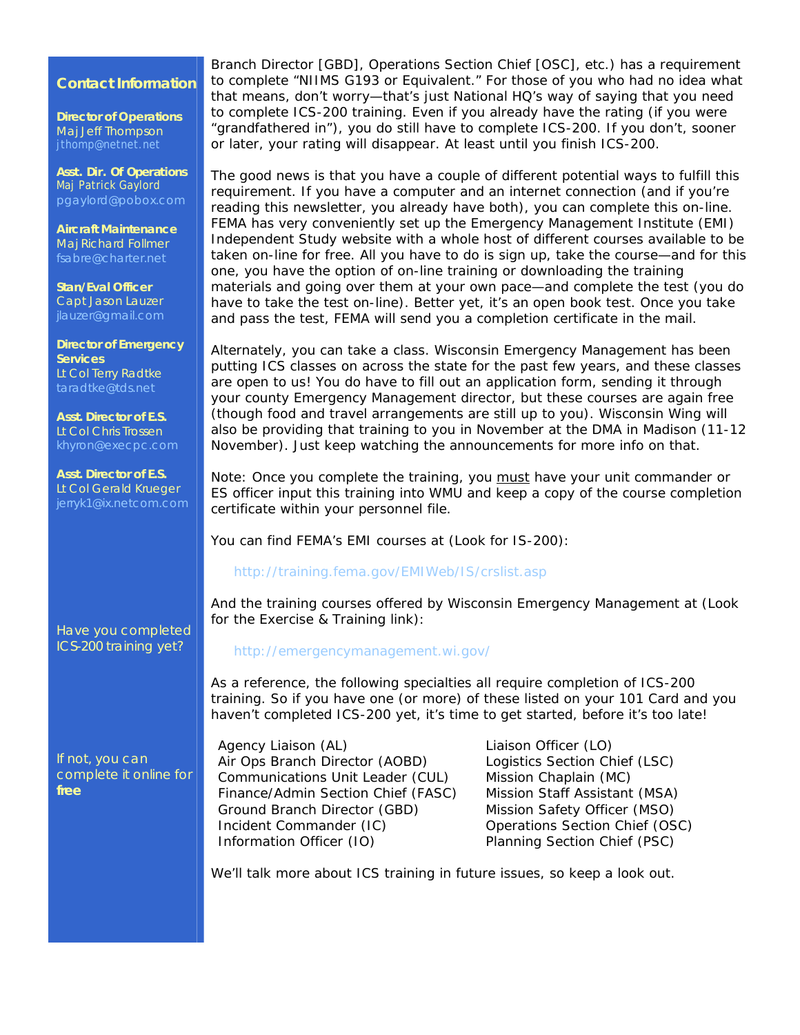Branch Director [GBD], Operations Section Chief [OSC], etc.) has a requirement to complete "NIIMS G193 or Equivalent." For those of you who had no idea what that means, don't worry—that's just National HQ's way of saying that you need to complete ICS-200 training. Even if you already have the rating (if you were "grandfathered in"), you do still have to complete ICS-200. If you don't, sooner or later, your rating will disappear. At least until you finish ICS-200.

The good news is that you have a couple of different potential ways to fulfill this requirement. If you have a computer and an internet connection (and if you're reading this newsletter, you already have both), you can complete this on-line. FEMA has very conveniently set up the Emergency Management Institute (EMI) Independent Study website with a whole host of different courses available to be taken on-line for free. All you have to do is sign up, take the course—and for this one, you have the option of on-line training or downloading the training materials and going over them at your own pace—and complete the test (you do have to take the test on-line). Better yet, it's an open book test. Once you take and pass the test, FEMA will send you a completion certificate in the mail.

Alternately, you can take a class. Wisconsin Emergency Management has been putting ICS classes on across the state for the past few years, and these classes are open to us! You do have to fill out an application form, sending it through your county Emergency Management director, but these courses are again free (though food and travel arrangements are still up to you). Wisconsin Wing will also be providing that training to you in November at the DMA in Madison (11-12 November). Just keep watching the announcements for more info on that.

Note: Once you complete the training, you must have your unit commander or ES officer input this training into WMU and keep a copy of the course completion certificate within your personnel file.

You can find FEMA's EMI courses at (Look for IS-200):

http://training.fema.gov/EMIWeb/IS/crslist.asp

And the training courses offered by Wisconsin Emergency Management at (Look for the Exercise & Training link):

http://emergencymanagement.wi.gov/

As a reference, the following specialties all require completion of ICS-200 training. So if you have one (or more) of these listed on your 101 Card and you haven't completed ICS-200 yet, it's time to get started, before it's too late!

- Agency Liaison (AL)
- Air Ops Branch Director (AOBD)
- Communications Unit Leader (CUL)
- Finance/Admin Section Chief (FASC)
- Ground Branch Director (GBD)
- Incident Commander (IC)
- Information Officer (IO)
- Liaison Officer (LO)
- Logistics Section Chief (LSC)
- Mission Chaplain (MC)
- Mission Staff Assistant (MSA)
- Mission Safety Officer (MSO)
- Operations Section Chief (OSC)
- Planning Section Chief (PSC)

We'll talk more about ICS training in future issues, so keep a look out.

## Contact Information

**Director of Operations**
Maj Jeff Thompson
jthomp@netnet.net

**Asst. Dir. Of Operations**
Maj Patrick Gaylord
pgaylord@pobox.com

**Aircraft Maintenance**
Maj Richard Follmer
fsabre@charter.net

**Stan/Eval Officer**
Capt Jason Lauzer
jlauzer@gmail.com

**Director of Emergency Services**
Lt Col Terry Radtke
taradtke@tds.net

**Asst. Director of E.S.**
Lt Col Chris Trossen
khyron@execpc.com

**Asst. Director of E.S.**
Lt Col Gerald Krueger
jerryk1@ix.netcom.com

Have you completed ICS-200 training yet?

If not, you can complete it online for **free**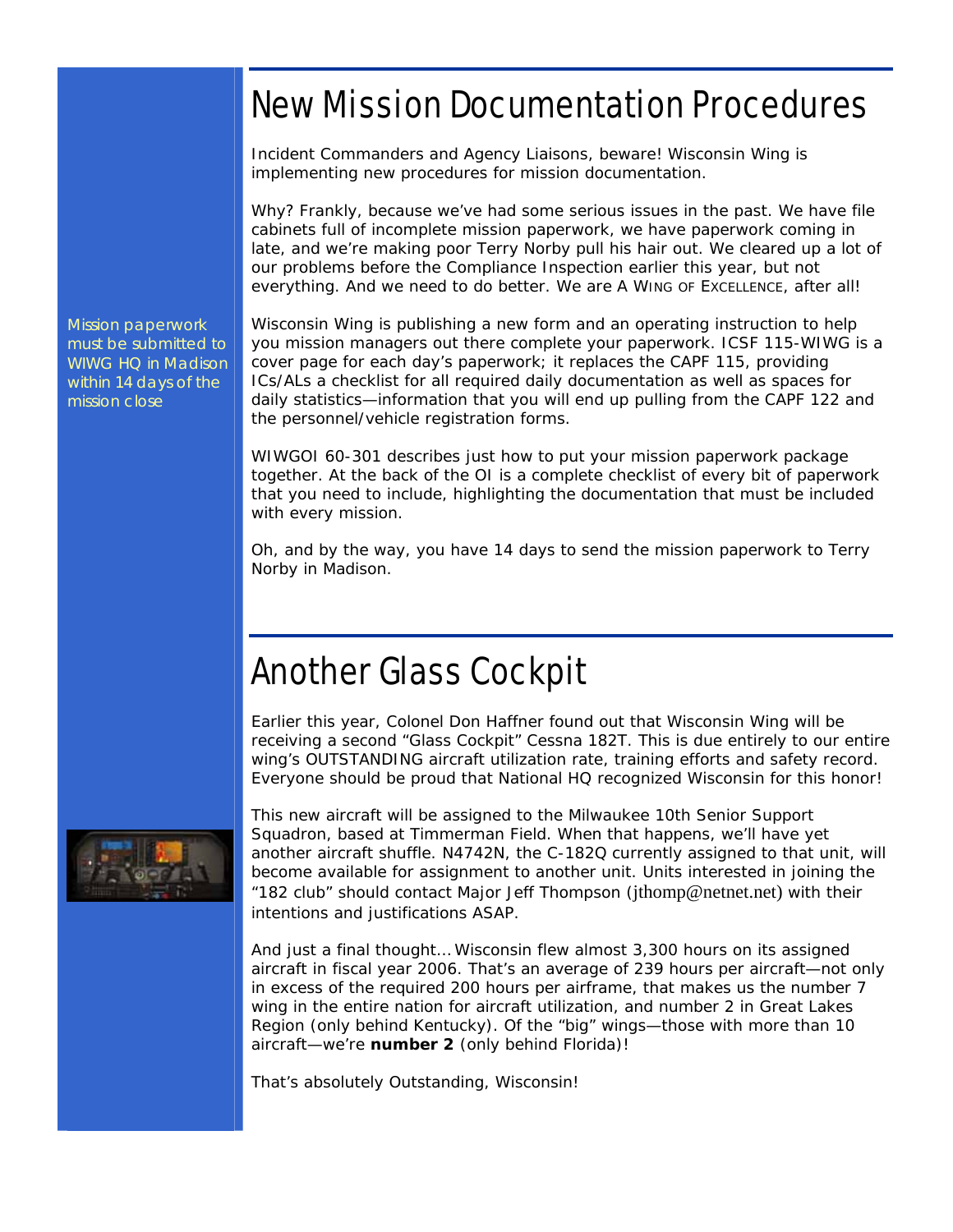# New Mission Documentation Procedures

Incident Commanders and Agency Liaisons, beware! Wisconsin Wing is implementing new procedures for mission documentation.

Why? Frankly, because we've had some serious issues in the past. We have file cabinets full of incomplete mission paperwork, we have paperwork coming in late, and we're making poor Terry Norby pull his hair out. We cleared up a lot of our problems before the Compliance Inspection earlier this year, but not everything. And we need to do better. We are A WING OF EXCELLENCE, after all!

*Mission paperwork must be submitted to WIWG HQ in Madison within 14 days of the mission close*

Wisconsin Wing is publishing a new form and an operating instruction to help you mission managers out there complete your paperwork. ICSF 115-WIWG is a cover page for each day's paperwork; it replaces the CAPF 115, providing ICs/ALs a checklist for all required daily documentation as well as spaces for daily statistics—information that you will end up pulling from the CAPF 122 and the personnel/vehicle registration forms.

WIWGOI 60-301 describes just how to put your mission paperwork package together. At the back of the OI is a complete checklist of every bit of paperwork that you need to include, highlighting the documentation that must be included with every mission.

Oh, and by the way, you have 14 days to send the mission paperwork to Terry Norby in Madison.

# Another Glass Cockpit

Earlier this year, Colonel Don Haffner found out that Wisconsin Wing will be receiving a second "Glass Cockpit" Cessna 182T. This is due entirely to our entire wing's OUTSTANDING aircraft utilization rate, training efforts and safety record. Everyone should be proud that National HQ recognized Wisconsin for this honor!

This new aircraft will be assigned to the Milwaukee 10th Senior Support Squadron, based at Timmerman Field. When that happens, we'll have yet another aircraft shuffle. N4742N, the C-182Q currently assigned to that unit, will become available for assignment to another unit. Units interested in joining the "182 club" should contact Major Jeff Thompson (jthomp@netnet.net) with their intentions and justifications ASAP.

And just a final thought… Wisconsin flew almost 3,300 hours on its assigned aircraft in fiscal year 2006. That's an average of 239 hours per aircraft—not only in excess of the required 200 hours per airframe, that makes us the number 7 wing in the entire nation for aircraft utilization, and number 2 in Great Lakes Region (only behind Kentucky). Of the "big" wings—those with more than 10 aircraft—we're **number 2** (only behind Florida)!

That's absolutely Outstanding, Wisconsin!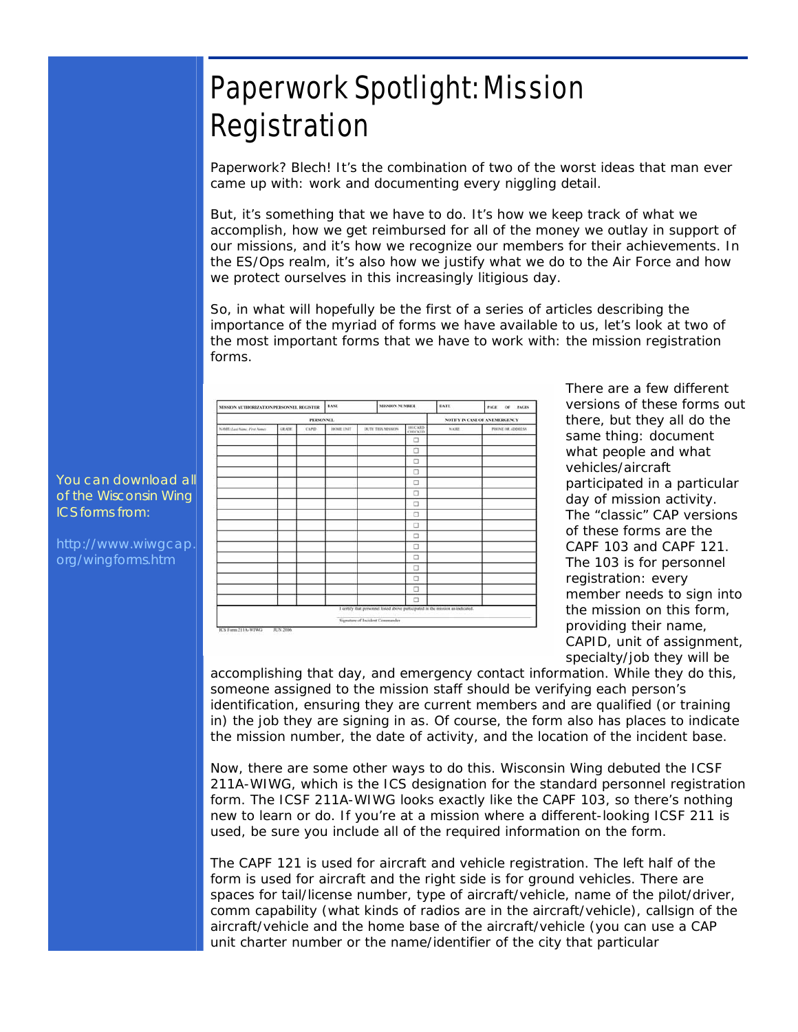# Paperwork Spotlight: Mission Registration

Paperwork? Blech! It's the combination of two of the worst ideas that man ever came up with: work and documenting every niggling detail.

But, it's something that we have to do. It's how we keep track of what we accomplish, how we get reimbursed for all of the money we outlay in support of our missions, and it's how we recognize our members for their achievements. In the ES/Ops realm, it's also how we justify what we do to the Air Force and how we protect ourselves in this increasingly litigious day.

So, in what will hopefully be the first of a series of articles describing the importance of the myriad of forms we have available to us, let's look at two of the most important forms that we have to work with: the mission registration forms.

You can download all of the Wisconsin Wing ICS forms from:

http://www.wiwgcap.org/wingforms.htm

| MISSION AUTHORIZATION/PERSONNEL REGISTER | | BASE | | MISSION NUMBER | | DATE | PAGE OF PAGES |
|---|---|---|---|---|---|---|---|
| PERSONNEL | | | | | | NOTIFY IN CASE OF AN EMERGENCY | |
| NAME (Last Name, First Name) | GRADE | CAPID | HOME UNIT | DUTY THIS MISSION | 101 CARD CHECKED | NAME | PHONE OR ADDRESS |
| | | | | | ☐ | | |

I certify that personnel listed above participated in the mission as indicated.

Signature of Incident Commander

ICS Form 211A-WIWG JUN 2006

There are a few different versions of these forms out there, but they all do the same thing: document what people and what vehicles/aircraft participated in a particular day of mission activity. The "classic" CAP versions of these forms are the CAPF 103 and CAPF 121. The 103 is for personnel registration: every member needs to sign into the mission on this form, providing their name, CAPID, unit of assignment, specialty/job they will be accomplishing that day, and emergency contact information. While they do this, someone assigned to the mission staff should be verifying each person's identification, ensuring they are current members and are qualified (or training in) the job they are signing in as. Of course, the form also has places to indicate the mission number, the date of activity, and the location of the incident base.

Now, there are some other ways to do this. Wisconsin Wing debuted the ICSF 211A-WIWG, which is the ICS designation for the standard personnel registration form. The ICSF 211A-WIWG looks exactly like the CAPF 103, so there's nothing new to learn or do. If you're at a mission where a different-looking ICSF 211 is used, be sure you include all of the required information on the form.

The CAPF 121 is used for aircraft and vehicle registration. The left half of the form is used for aircraft and the right side is for ground vehicles. There are spaces for tail/license number, type of aircraft/vehicle, name of the pilot/driver, comm capability (what kinds of radios are in the aircraft/vehicle), callsign of the aircraft/vehicle and the home base of the aircraft/vehicle (you can use a CAP unit charter number or the name/identifier of the city that particular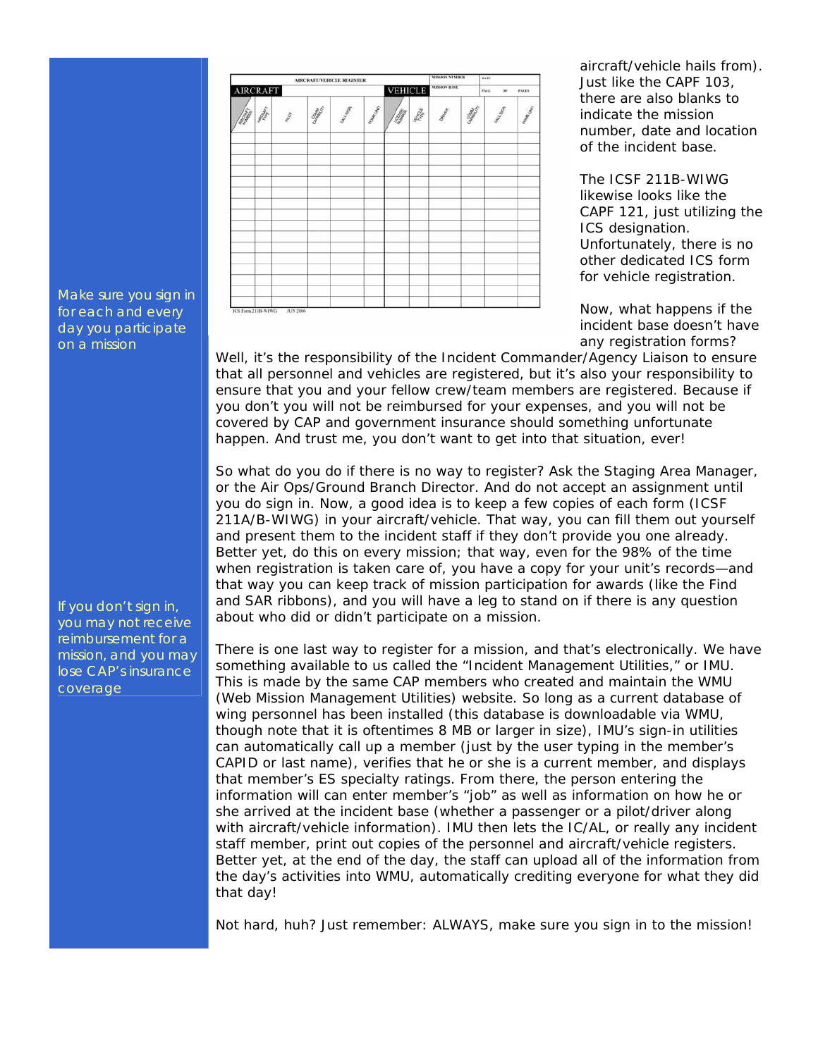**AIRCRAFT/VEHICLE REGISTER**

| AIRCRAFT | | | | | | VEHICLE | | | | | |
|---|---|---|---|---|---|---|---|---|---|---|---|
| Aircraft Number | Aircraft Type | Pilot | Comm Capability | Call Sign | Home Unit | Vehicle Number | Vehicle Type | Driver | Comm Capability | Call Sign | Home Unit |
| | | | | | | | | | | | |

MISSION NUMBER — DATE — MISSION BASE — PAGE ___ OF ___ PAGES

ICS Form 211B-WIWG JUN 2006

aircraft/vehicle hails from). Just like the CAPF 103, there are also blanks to indicate the mission number, date and location of the incident base.

The ICSF 211B-WIWG likewise looks like the CAPF 121, just utilizing the ICS designation. Unfortunately, there is no other dedicated ICS form for vehicle registration.

Make sure you sign in for each and every day you participate on a mission

Now, what happens if the incident base doesn't have any registration forms? Well, it's the responsibility of the Incident Commander/Agency Liaison to ensure that all personnel and vehicles are registered, but it's also your responsibility to ensure that you and your fellow crew/team members are registered. Because if you don't you will not be reimbursed for your expenses, and you will not be covered by CAP and government insurance should something unfortunate happen. And trust me, you don't want to get into that situation, ever!

So what do you do if there is no way to register? Ask the Staging Area Manager, or the Air Ops/Ground Branch Director. And do not accept an assignment until you do sign in. Now, a good idea is to keep a few copies of each form (ICSF 211A/B-WIWG) in your aircraft/vehicle. That way, you can fill them out yourself and present them to the incident staff if they don't provide you one already. Better yet, do this on every mission; that way, even for the 98% of the time when registration is taken care of, you have a copy for your unit's records—and that way you can keep track of mission participation for awards (like the Find and SAR ribbons), and you will have a leg to stand on if there is any question about who did or didn't participate on a mission.

If you don't sign in, you may not receive reimbursement for a mission, and you may lose CAP's insurance coverage

There is one last way to register for a mission, and that's electronically. We have something available to us called the "Incident Management Utilities," or IMU. This is made by the same CAP members who created and maintain the WMU (Web Mission Management Utilities) website. So long as a current database of wing personnel has been installed (this database is downloadable via WMU, though note that it is oftentimes 8 MB or larger in size), IMU's sign-in utilities can automatically call up a member (just by the user typing in the member's CAPID or last name), verifies that he or she is a current member, and displays that member's ES specialty ratings. From there, the person entering the information will can enter member's "job" as well as information on how he or she arrived at the incident base (whether a passenger or a pilot/driver along with aircraft/vehicle information). IMU then lets the IC/AL, or really any incident staff member, print out copies of the personnel and aircraft/vehicle registers. Better yet, at the end of the day, the staff can upload all of the information from the day's activities into WMU, automatically crediting everyone for what they did that day!

Not hard, huh? Just remember: ALWAYS, make sure you sign in to the mission!